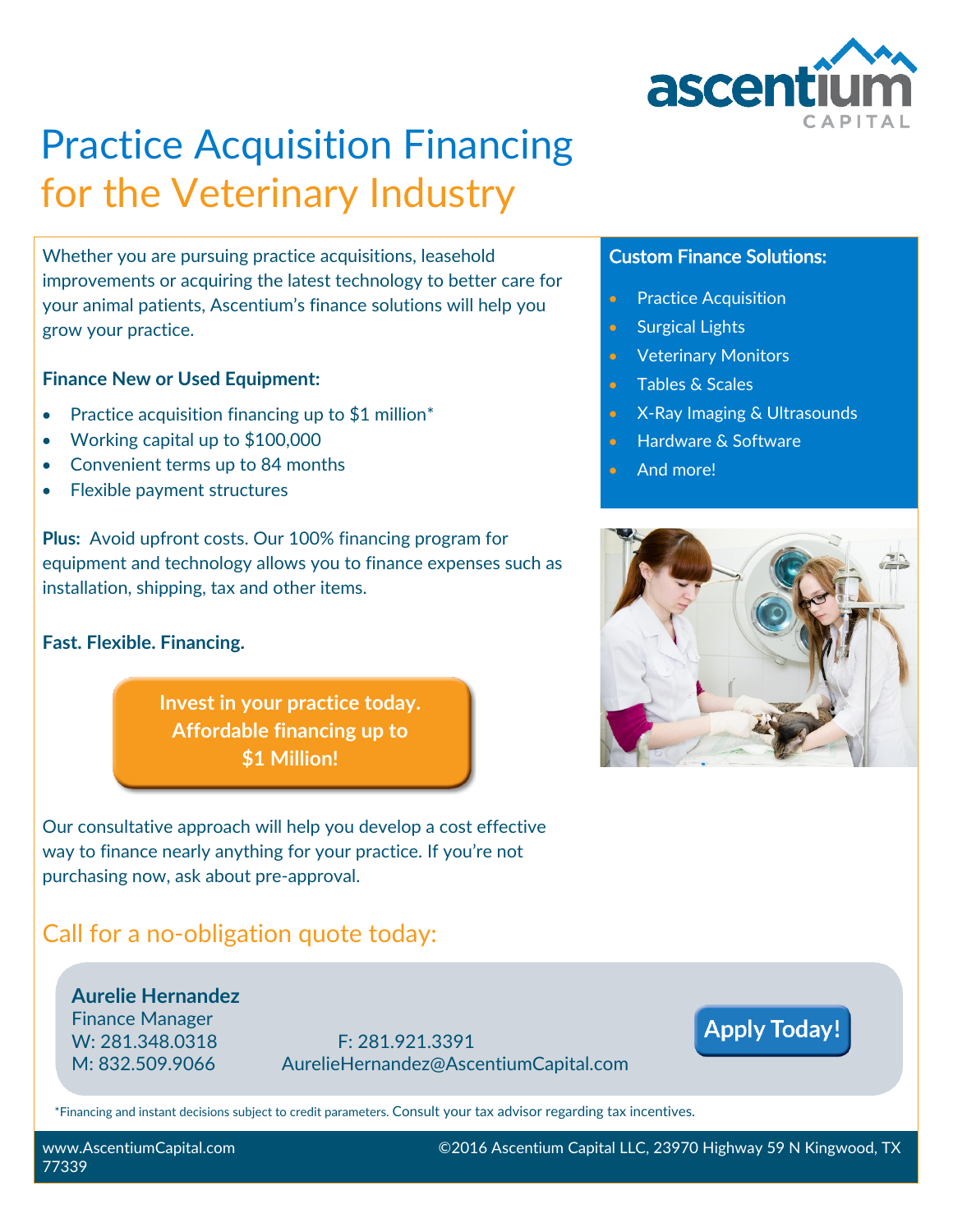ascentium CAPITAL

# Practice Acquisition Financing
## for the Veterinary Industry

Whether you are pursuing practice acquisitions, leasehold improvements or acquiring the latest technology to better care for your animal patients, Ascentium's finance solutions will help you grow your practice.

**Finance New or Used Equipment:**

- Practice acquisition financing up to $1 million*
- Working capital up to $100,000
- Convenient terms up to 84 months
- Flexible payment structures

**Plus:** Avoid upfront costs. Our 100% financing program for equipment and technology allows you to finance expenses such as installation, shipping, tax and other items.

**Fast. Flexible. Financing.**

**Invest in your practice today. Affordable financing up to $1 Million!**

Our consultative approach will help you develop a cost effective way to finance nearly anything for your practice. If you're not purchasing now, ask about pre-approval.

**Custom Finance Solutions:**

- Practice Acquisition
- Surgical Lights
- Veterinary Monitors
- Tables & Scales
- X-Ray Imaging & Ultrasounds
- Hardware & Software
- And more!

## Call for a no-obligation quote today:

**Aurelie Hernandez**
Finance Manager
W: 281.348.0318
M: 832.509.9066
F: 281.921.3391
AurelieHernandez@AscentiumCapital.com

**Apply Today!**

*Financing and instant decisions subject to credit parameters. Consult your tax advisor regarding tax incentives.

www.AscentiumCapital.com ©2016 Ascentium Capital LLC, 23970 Highway 59 N Kingwood, TX 77339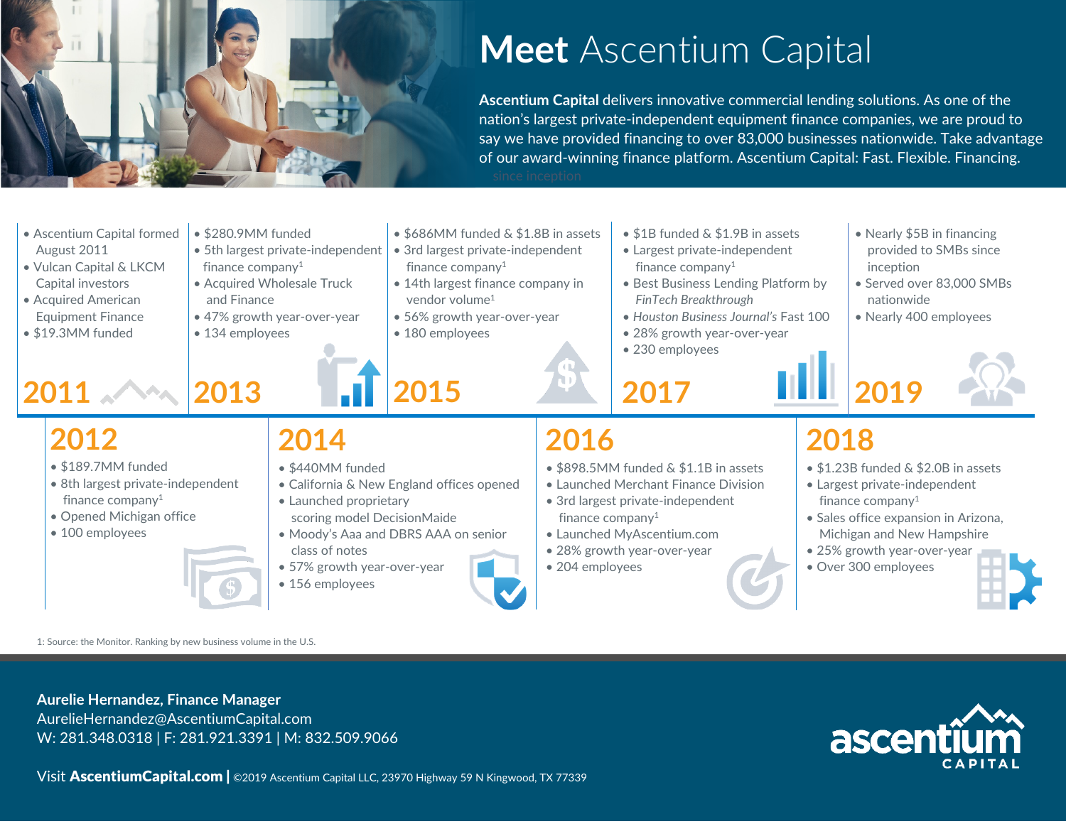# **Meet** Ascentium Capital

**Ascentium Capital** delivers innovative commercial lending solutions. As one of the nation's largest private-independent equipment finance companies, we are proud to say we have provided financing to over 83,000 businesses nationwide. Take advantage of our award-winning finance platform. Ascentium Capital: Fast. Flexible. Financing.

since inception

## 2011

- Ascentium Capital formed August 2011
- Vulcan Capital & LKCM Capital investors
- Acquired American Equipment Finance
- $19.3MM funded

## 2012

- $189.7MM funded
- 8th largest private-independent finance company[1]
- Opened Michigan office
- 100 employees

## 2013

- $280.9MM funded
- 5th largest private-independent finance company[1]
- Acquired Wholesale Truck and Finance
- 47% growth year-over-year
- 134 employees

## 2014

- $440MM funded
- California & New England offices opened
- Launched proprietary scoring model DecisionMaide
- Moody's Aaa and DBRS AAA on senior class of notes
- 57% growth year-over-year
- 156 employees

## 2015

- $686MM funded & $1.8B in assets
- 3rd largest private-independent finance company[1]
- 14th largest finance company in vendor volume[1]
- 56% growth year-over-year
- 180 employees

## 2016

- $898.5MM funded & $1.1B in assets
- Launched Merchant Finance Division
- 3rd largest private-independent finance company[1]
- Launched MyAscentium.com
- 28% growth year-over-year
- 204 employees

## 2017

- $1B funded & $1.9B in assets
- Largest private-independent finance company[1]
- Best Business Lending Platform by *FinTech Breakthrough*
- *Houston Business Journal's* Fast 100
- 28% growth year-over-year
- 230 employees

## 2018

- $1.23B funded & $2.0B in assets
- Largest private-independent finance company[1]
- Sales office expansion in Arizona, Michigan and New Hampshire
- 25% growth year-over-year
- Over 300 employees

## 2019

- Nearly $5B in financing provided to SMBs since inception
- Served over 83,000 SMBs nationwide
- Nearly 400 employees

1: Source: the Monitor. Ranking by new business volume in the U.S.

**Aurelie Hernandez, Finance Manager**
AurelieHernandez@AscentiumCapital.com
W: 281.348.0318 | F: 281.921.3391 | M: 832.509.9066

Visit **AscentiumCapital.com** | ©2019 Ascentium Capital LLC, 23970 Highway 59 N Kingwood, TX 77339

ascentium CAPITAL